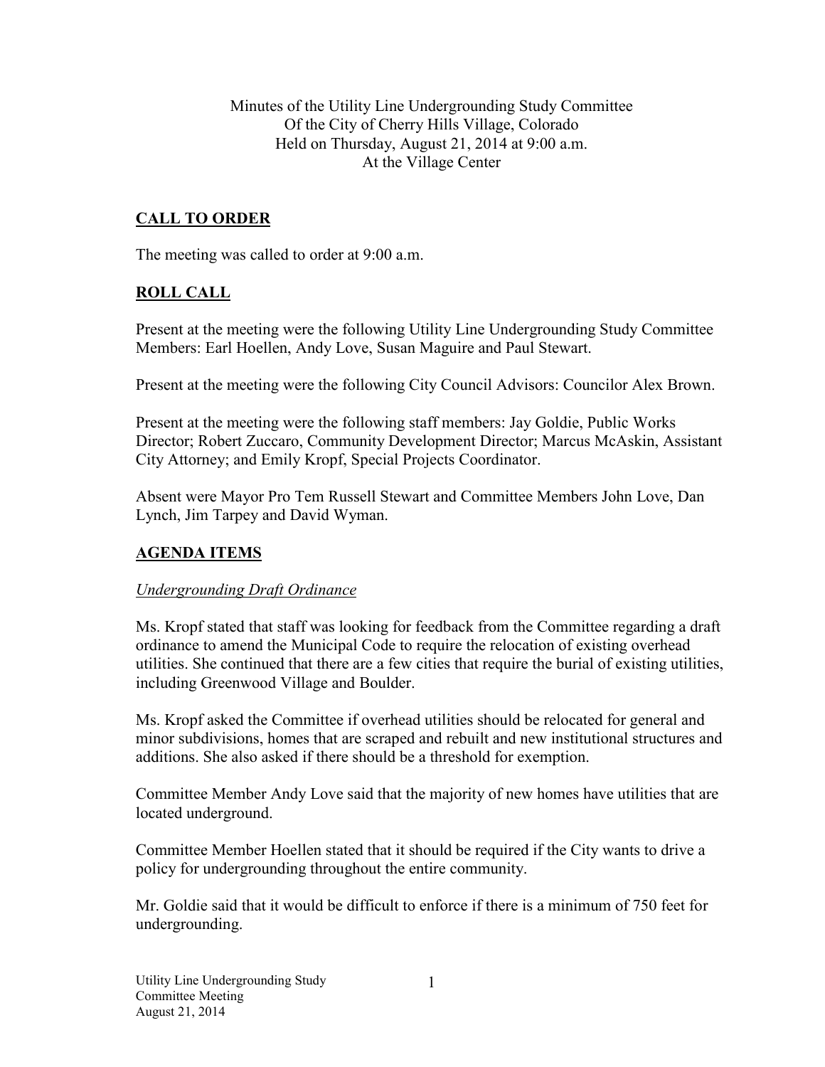Minutes of the Utility Line Undergrounding Study Committee
Of the City of Cherry Hills Village, Colorado
Held on Thursday, August 21, 2014 at 9:00 a.m.
At the Village Center

## CALL TO ORDER

The meeting was called to order at 9:00 a.m.

## ROLL CALL

Present at the meeting were the following Utility Line Undergrounding Study Committee Members: Earl Hoellen, Andy Love, Susan Maguire and Paul Stewart.

Present at the meeting were the following City Council Advisors: Councilor Alex Brown.

Present at the meeting were the following staff members: Jay Goldie, Public Works Director; Robert Zuccaro, Community Development Director; Marcus McAskin, Assistant City Attorney; and Emily Kropf, Special Projects Coordinator.

Absent were Mayor Pro Tem Russell Stewart and Committee Members John Love, Dan Lynch, Jim Tarpey and David Wyman.

## AGENDA ITEMS

### *Undergrounding Draft Ordinance*

Ms. Kropf stated that staff was looking for feedback from the Committee regarding a draft ordinance to amend the Municipal Code to require the relocation of existing overhead utilities. She continued that there are a few cities that require the burial of existing utilities, including Greenwood Village and Boulder.

Ms. Kropf asked the Committee if overhead utilities should be relocated for general and minor subdivisions, homes that are scraped and rebuilt and new institutional structures and additions. She also asked if there should be a threshold for exemption.

Committee Member Andy Love said that the majority of new homes have utilities that are located underground.

Committee Member Hoellen stated that it should be required if the City wants to drive a policy for undergrounding throughout the entire community.

Mr. Goldie said that it would be difficult to enforce if there is a minimum of 750 feet for undergrounding.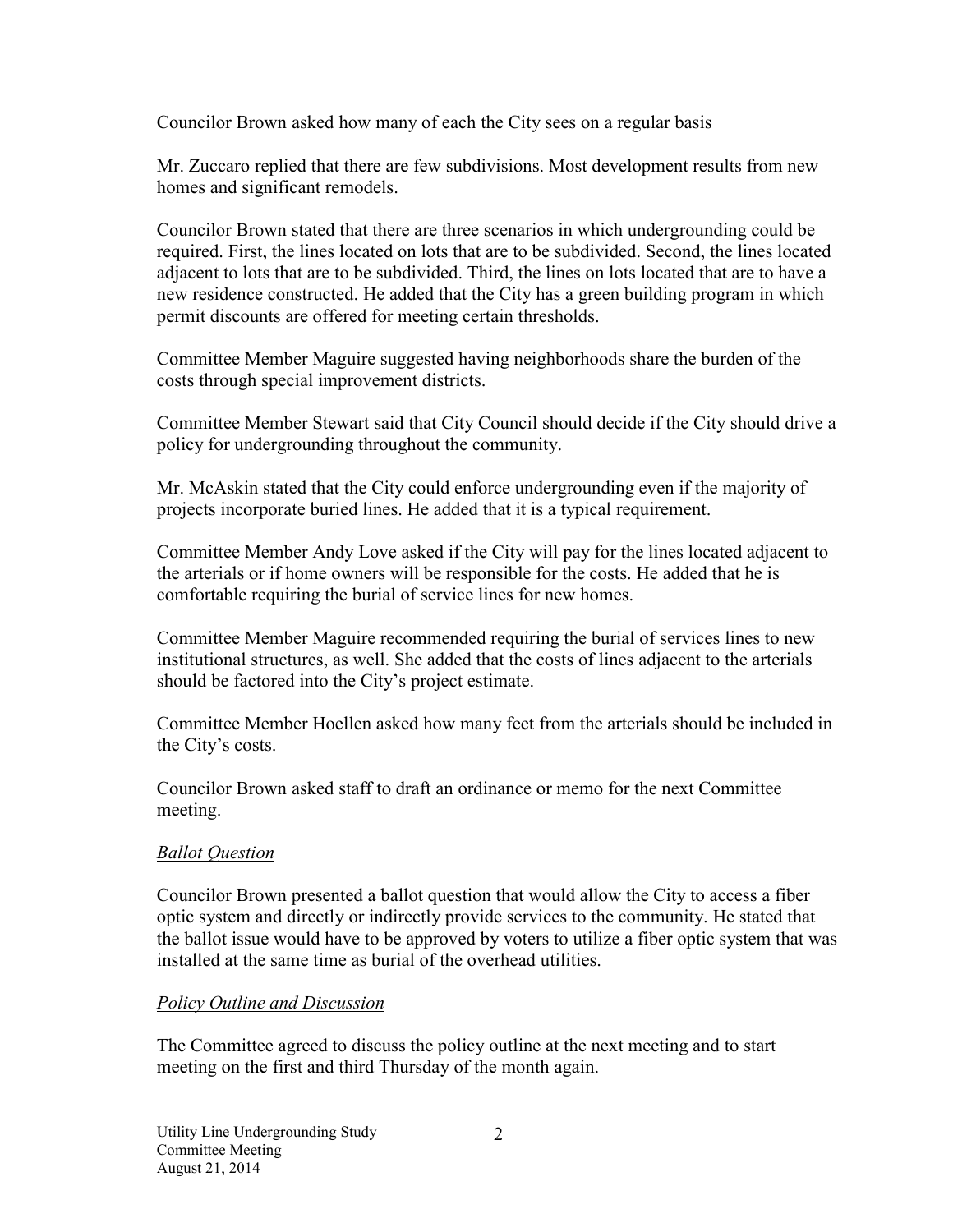Councilor Brown asked how many of each the City sees on a regular basis

Mr. Zuccaro replied that there are few subdivisions. Most development results from new homes and significant remodels.

Councilor Brown stated that there are three scenarios in which undergrounding could be required. First, the lines located on lots that are to be subdivided. Second, the lines located adjacent to lots that are to be subdivided. Third, the lines on lots located that are to have a new residence constructed. He added that the City has a green building program in which permit discounts are offered for meeting certain thresholds.

Committee Member Maguire suggested having neighborhoods share the burden of the costs through special improvement districts.

Committee Member Stewart said that City Council should decide if the City should drive a policy for undergrounding throughout the community.

Mr. McAskin stated that the City could enforce undergrounding even if the majority of projects incorporate buried lines. He added that it is a typical requirement.

Committee Member Andy Love asked if the City will pay for the lines located adjacent to the arterials or if home owners will be responsible for the costs. He added that he is comfortable requiring the burial of service lines for new homes.

Committee Member Maguire recommended requiring the burial of services lines to new institutional structures, as well. She added that the costs of lines adjacent to the arterials should be factored into the City's project estimate.

Committee Member Hoellen asked how many feet from the arterials should be included in the City's costs.

Councilor Brown asked staff to draft an ordinance or memo for the next Committee meeting.

*Ballot Question*

Councilor Brown presented a ballot question that would allow the City to access a fiber optic system and directly or indirectly provide services to the community. He stated that the ballot issue would have to be approved by voters to utilize a fiber optic system that was installed at the same time as burial of the overhead utilities.

*Policy Outline and Discussion*

The Committee agreed to discuss the policy outline at the next meeting and to start meeting on the first and third Thursday of the month again.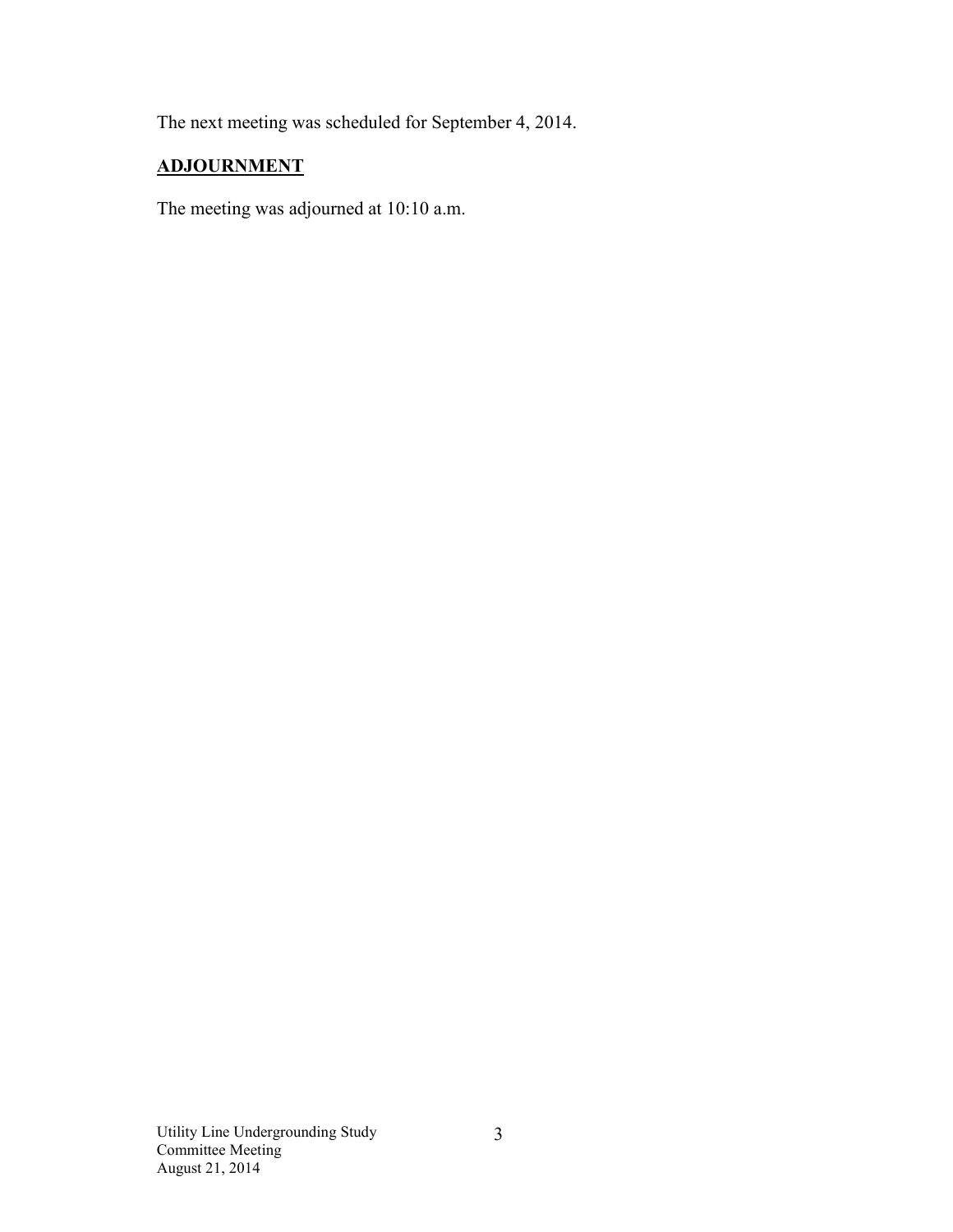The next meeting was scheduled for September 4, 2014.

## ADJOURNMENT

The meeting was adjourned at 10:10 a.m.